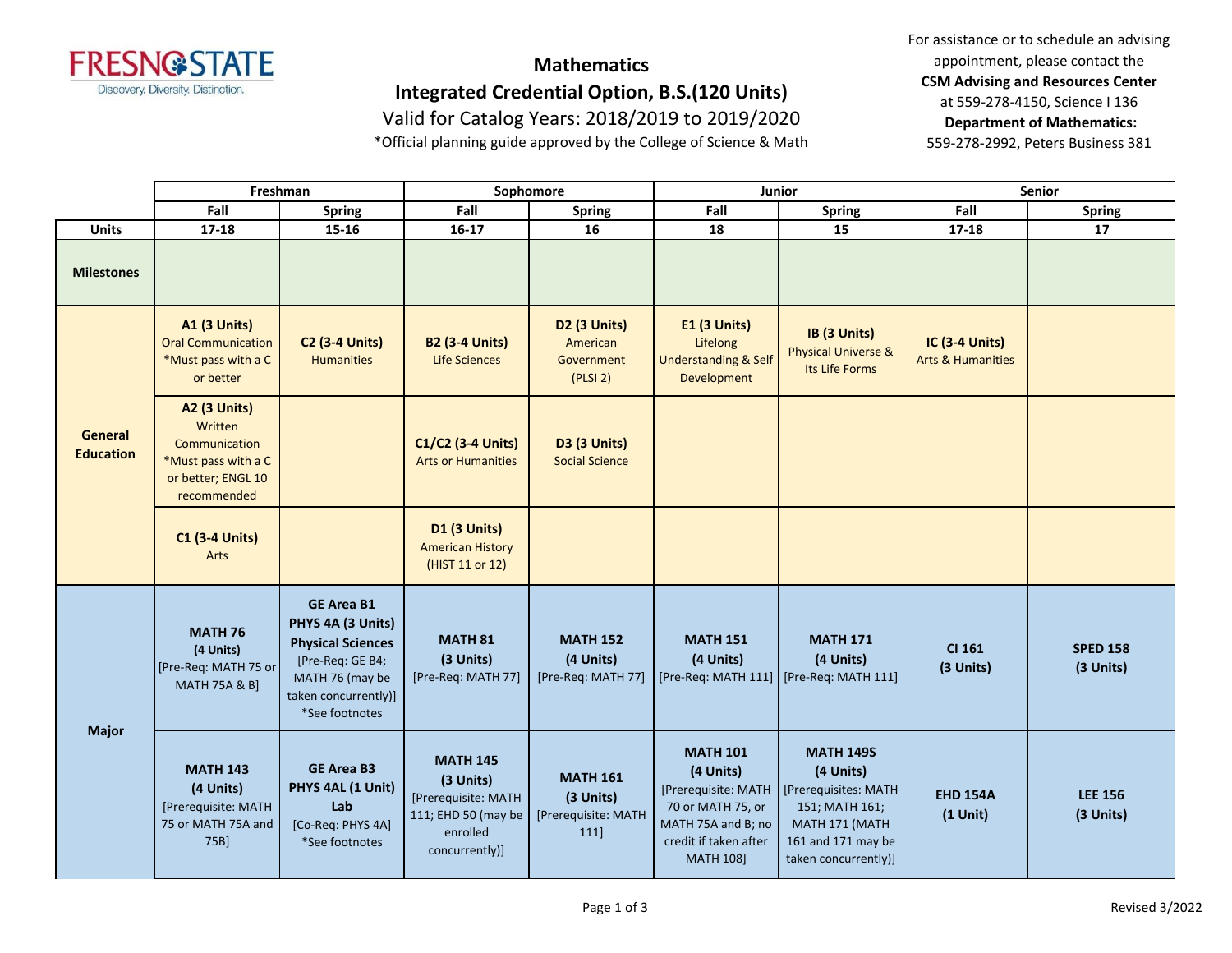# Mathematics

## Integrated Credential Option, B.S.(120 Units)

Valid for Catalog Years: 2018/2019 to 2019/2020

*Official planning guide approved by the College of Science & Math

For assistance or to schedule an advising appointment, please contact the **CSM Advising and Resources Center** at 559-278-4150, Science I 136
**Department of Mathematics:** 559-278-2992, Peters Business 381

| | Freshman | | Sophomore | | Junior | | Senior | |
|---|---|---|---|---|---|---|---|---|
| | **Fall** | **Spring** | **Fall** | **Spring** | **Fall** | **Spring** | **Fall** | **Spring** |
| **Units** | **17-18** | **15-16** | **16-17** | **16** | **18** | **15** | **17-18** | **17** |
| **Milestones** | | | | | | | | |
| **General Education** | **A1 (3 Units)** Oral Communication *Must pass with a C or better | **C2 (3-4 Units)** Humanities | **B2 (3-4 Units)** Life Sciences | **D2 (3 Units)** American Government (PLSI 2) | **E1 (3 Units)** Lifelong Understanding & Self Development | **IB (3 Units)** Physical Universe & Its Life Forms | **IC (3-4 Units)** Arts & Humanities | |
| | **A2 (3 Units)** Written Communication *Must pass with a C or better; ENGL 10 recommended | | **C1/C2 (3-4 Units)** Arts or Humanities | **D3 (3 Units)** Social Science | | | | |
| | **C1 (3-4 Units)** Arts | | **D1 (3 Units)** American History (HIST 11 or 12) | | | | | |
| **Major** | **MATH 76 (4 Units)** [Pre-Req: MATH 75 or MATH 75A & B] | **GE Area B1 PHYS 4A (3 Units) Physical Sciences** [Pre-Req: GE B4; MATH 76 (may be taken concurrently)] *See footnotes | **MATH 81 (3 Units)** [Pre-Req: MATH 77] | **MATH 152 (4 Units)** [Pre-Req: MATH 77] | **MATH 151 (4 Units)** [Pre-Req: MATH 111] | **MATH 171 (4 Units)** [Pre-Req: MATH 111] | **CI 161 (3 Units)** | **SPED 158 (3 Units)** |
| | **MATH 143 (4 Units)** [Prerequisite: MATH 75 or MATH 75A and 75B] | **GE Area B3 PHYS 4AL (1 Unit) Lab** [Co-Req: PHYS 4A] *See footnotes | **MATH 145 (3 Units)** [Prerequisite: MATH 111; EHD 50 (may be enrolled concurrently)] | **MATH 161 (3 Units)** [Prerequisite: MATH 111] | **MATH 101 (4 Units)** [Prerequisite: MATH 70 or MATH 75, or MATH 75A and B; no credit if taken after MATH 108] | **MATH 149S (4 Units)** [Prerequisites: MATH 151; MATH 161; MATH 171 (MATH 161 and 171 may be taken concurrently)] | **EHD 154A (1 Unit)** | **LEE 156 (3 Units)** |

Revised 3/2022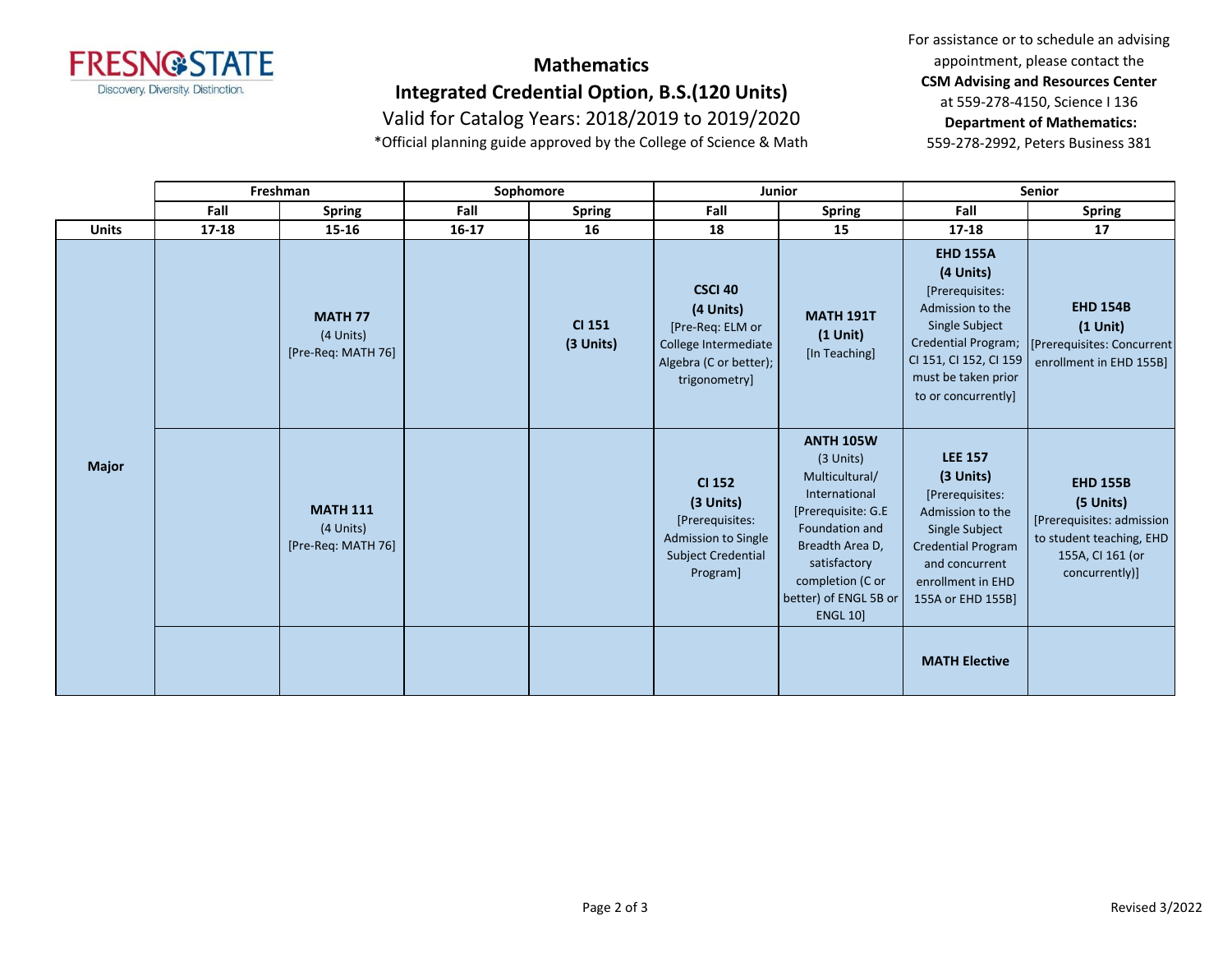# Mathematics

## Integrated Credential Option, B.S.(120 Units)

Valid for Catalog Years: 2018/2019 to 2019/2020

*Official planning guide approved by the College of Science & Math

For assistance or to schedule an advising appointment, please contact the **CSM Advising and Resources Center** at 559-278-4150, Science I 136

**Department of Mathematics:** 559-278-2992, Peters Business 381

| | Freshman | | Sophomore | | Junior | | Senior | |
|---|---|---|---|---|---|---|---|---|
| | Fall | Spring | Fall | Spring | Fall | Spring | Fall | Spring |
| **Units** | 17-18 | 15-16 | 16-17 | 16 | 18 | 15 | 17-18 | 17 |
| **Major** | | **MATH 77** (4 Units) [Pre-Req: MATH 76] | | **CI 151** (3 Units) | **CSCI 40** (4 Units) [Pre-Req: ELM or College Intermediate Algebra (C or better); trigonometry] | **MATH 191T** (1 Unit) [In Teaching] | **EHD 155A** (4 Units) [Prerequisites: Admission to the Single Subject Credential Program; CI 151, CI 152, CI 159 must be taken prior to or concurrently] | **EHD 154B** (1 Unit) [Prerequisites: Concurrent enrollment in EHD 155B] |
| | | **MATH 111** (4 Units) [Pre-Req: MATH 76] | | | **CI 152** (3 Units) [Prerequisites: Admission to Single Subject Credential Program] | **ANTH 105W** (3 Units) Multicultural/ International [Prerequisite: G.E Foundation and Breadth Area D, satisfactory completion (C or better) of ENGL 5B or ENGL 10] | **LEE 157** (3 Units) [Prerequisites: Admission to the Single Subject Credential Program and concurrent enrollment in EHD 155A or EHD 155B] | **EHD 155B** (5 Units) [Prerequisites: admission to student teaching, EHD 155A, CI 161 (or concurrently)] |
| | | | | | | | **MATH Elective** | |

Revised 3/2022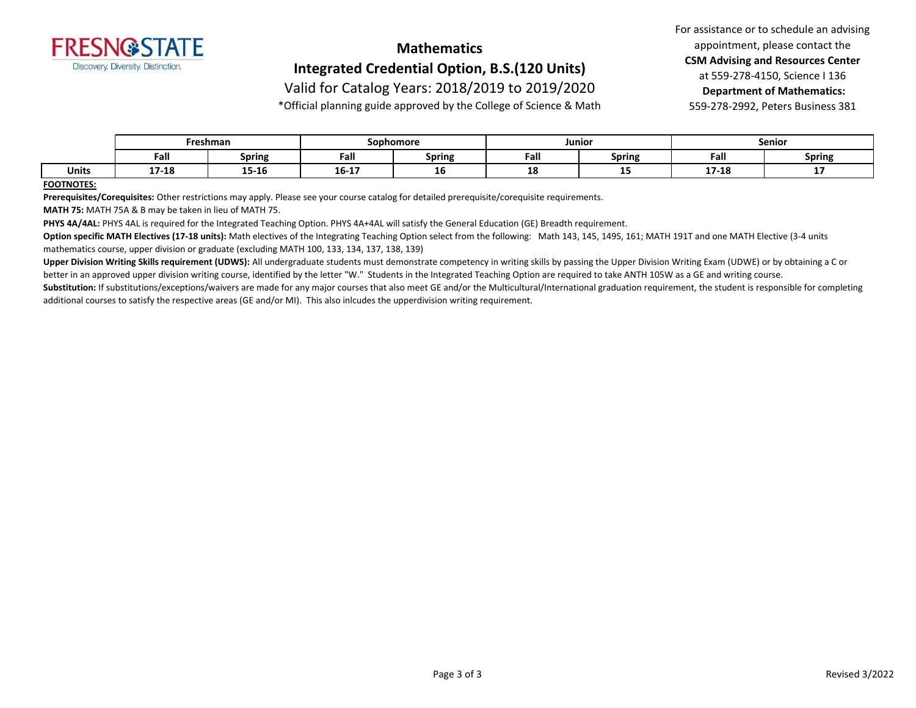# Mathematics

## Integrated Credential Option, B.S.(120 Units)

Valid for Catalog Years: 2018/2019 to 2019/2020

*Official planning guide approved by the College of Science & Math

For assistance or to schedule an advising appointment, please contact the **CSM Advising and Resources Center** at 559-278-4150, Science I 136
**Department of Mathematics:** 559-278-2992, Peters Business 381

| | Freshman | | Sophomore | | Junior | | Senior | |
|---|---|---|---|---|---|---|---|---|
| | Fall | Spring | Fall | Spring | Fall | Spring | Fall | Spring |
| **Units** | 17-18 | 15-16 | 16-17 | 16 | 18 | 15 | 17-18 | 17 |

**FOOTNOTES:**

**Prerequisites/Corequisites:** Other restrictions may apply. Please see your course catalog for detailed prerequisite/corequisite requirements.

**MATH 75:** MATH 75A & B may be taken in lieu of MATH 75.

**PHYS 4A/4AL:** PHYS 4AL is required for the Integrated Teaching Option. PHYS 4A+4AL will satisfy the General Education (GE) Breadth requirement.

**Option specific MATH Electives (17-18 units):** Math electives of the Integrating Teaching Option select from the following: Math 143, 145, 149S, 161; MATH 191T and one MATH Elective (3-4 units mathematics course, upper division or graduate (excluding MATH 100, 133, 134, 137, 138, 139)

**Upper Division Writing Skills requirement (UDWS):** All undergraduate students must demonstrate competency in writing skills by passing the Upper Division Writing Exam (UDWE) or by obtaining a C or better in an approved upper division writing course, identified by the letter "W." Students in the Integrated Teaching Option are required to take ANTH 105W as a GE and writing course.

**Substitution:** If substitutions/exceptions/waivers are made for any major courses that also meet GE and/or the Multicultural/International graduation requirement, the student is responsible for completing additional courses to satisfy the respective areas (GE and/or MI). This also inlcudes the upperdivision writing requirement.

Revised 3/2022